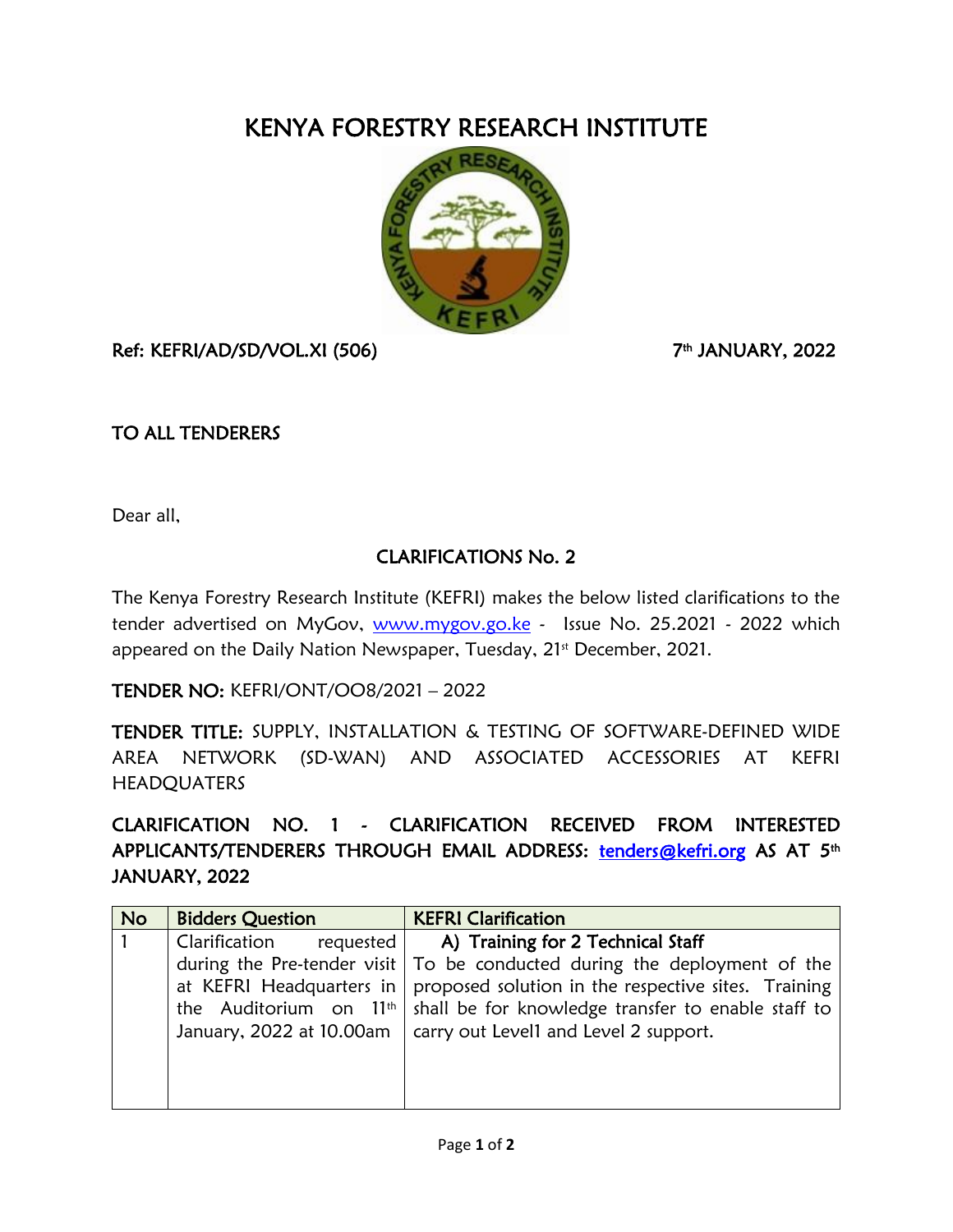# KENYA FORESTRY RESEARCH INSTITUTE

Ref: KEFRI/AD/SD/VOL.XI (506) 7th JANUARY, 2022

TO ALL TENDERERS

Dear all,

## CLARIFICATIONS No. 2

The Kenya Forestry Research Institute (KEFRI) makes the below listed clarifications to the tender advertised on MyGov, www.mygov.go.ke - Issue No. 25.2021 - 2022 which appeared on the Daily Nation Newspaper, Tuesday, 21st December, 2021.

**TENDER NO:** KEFRI/ONT/OO8/2021 – 2022

**TENDER TITLE:** SUPPLY, INSTALLATION & TESTING OF SOFTWARE-DEFINED WIDE AREA NETWORK (SD-WAN) AND ASSOCIATED ACCESSORIES AT KEFRI HEADQUATERS

**CLARIFICATION NO. 1 - CLARIFICATION RECEIVED FROM INTERESTED APPLICANTS/TENDERERS THROUGH EMAIL ADDRESS: tenders@kefri.org AS AT 5th JANUARY, 2022**

| No | Bidders Question | KEFRI Clarification |
|---|---|---|
| 1 | Clarification requested during the Pre-tender visit at KEFRI Headquarters in the Auditorium on 11th January, 2022 at 10.00am | **A) Training for 2 Technical Staff**<br>To be conducted during the deployment of the proposed solution in the respective sites. Training shall be for knowledge transfer to enable staff to carry out Level1 and Level 2 support. |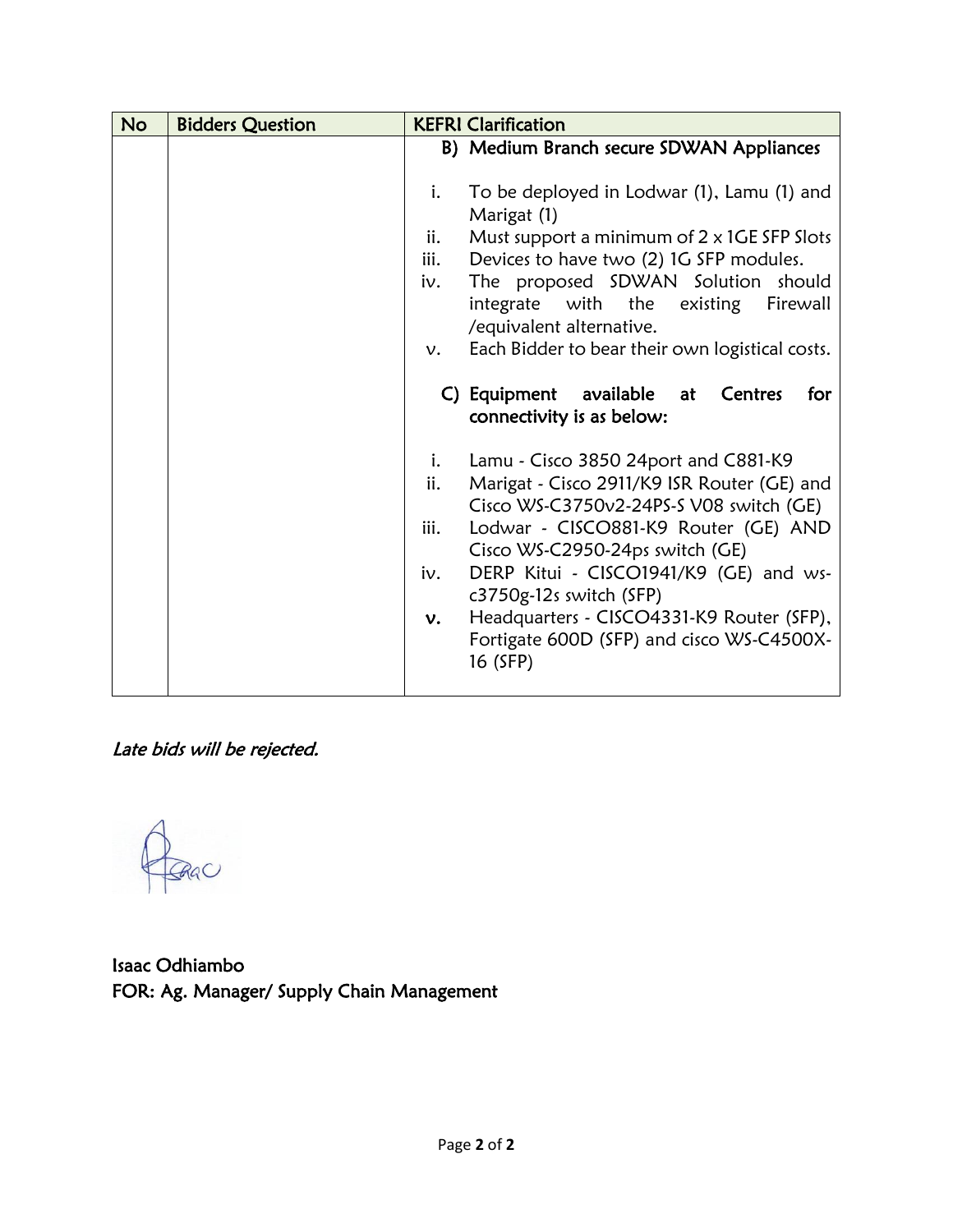| No | Bidders Question | KEFRI Clarification |
| --- | --- | --- |
| | | **B) Medium Branch secure SDWAN Appliances**<br><br>i. To be deployed in Lodwar (1), Lamu (1) and Marigat (1)<br>ii. Must support a minimum of 2 x 1GE SFP Slots<br>iii. Devices to have two (2) 1G SFP modules.<br>iv. The proposed SDWAN Solution should integrate with the existing Firewall /equivalent alternative.<br>v. Each Bidder to bear their own logistical costs.<br><br>**C) Equipment available at Centres for connectivity is as below:**<br><br>i. Lamu - Cisco 3850 24port and C881-K9<br>ii. Marigat - Cisco 2911/K9 ISR Router (GE) and Cisco WS-C3750v2-24PS-S V08 switch (GE)<br>iii. Lodwar - CISCO881-K9 Router (GE) AND Cisco WS-C2950-24ps switch (GE)<br>iv. DERP Kitui - CISCO1941/K9 (GE) and ws-c3750g-12s switch (SFP)<br>v. Headquarters - CISCO4331-K9 Router (SFP), Fortigate 600D (SFP) and cisco WS-C4500X-16 (SFP) |

*Late bids will be rejected.*

Isaac Odhiambo
FOR: Ag. Manager/ Supply Chain Management